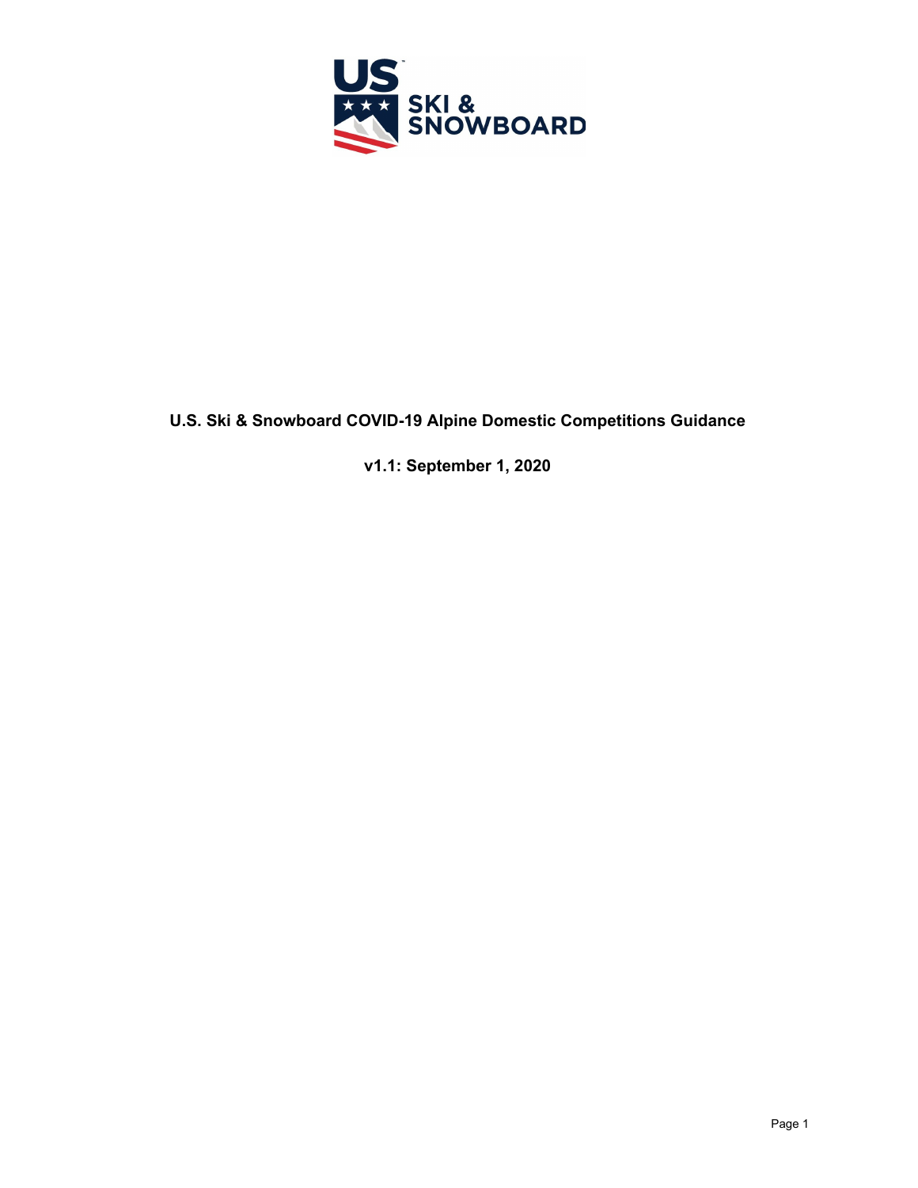**U.S. Ski & Snowboard COVID-19 Alpine Domestic Competitions Guidance**

**v1.1: September 1, 2020**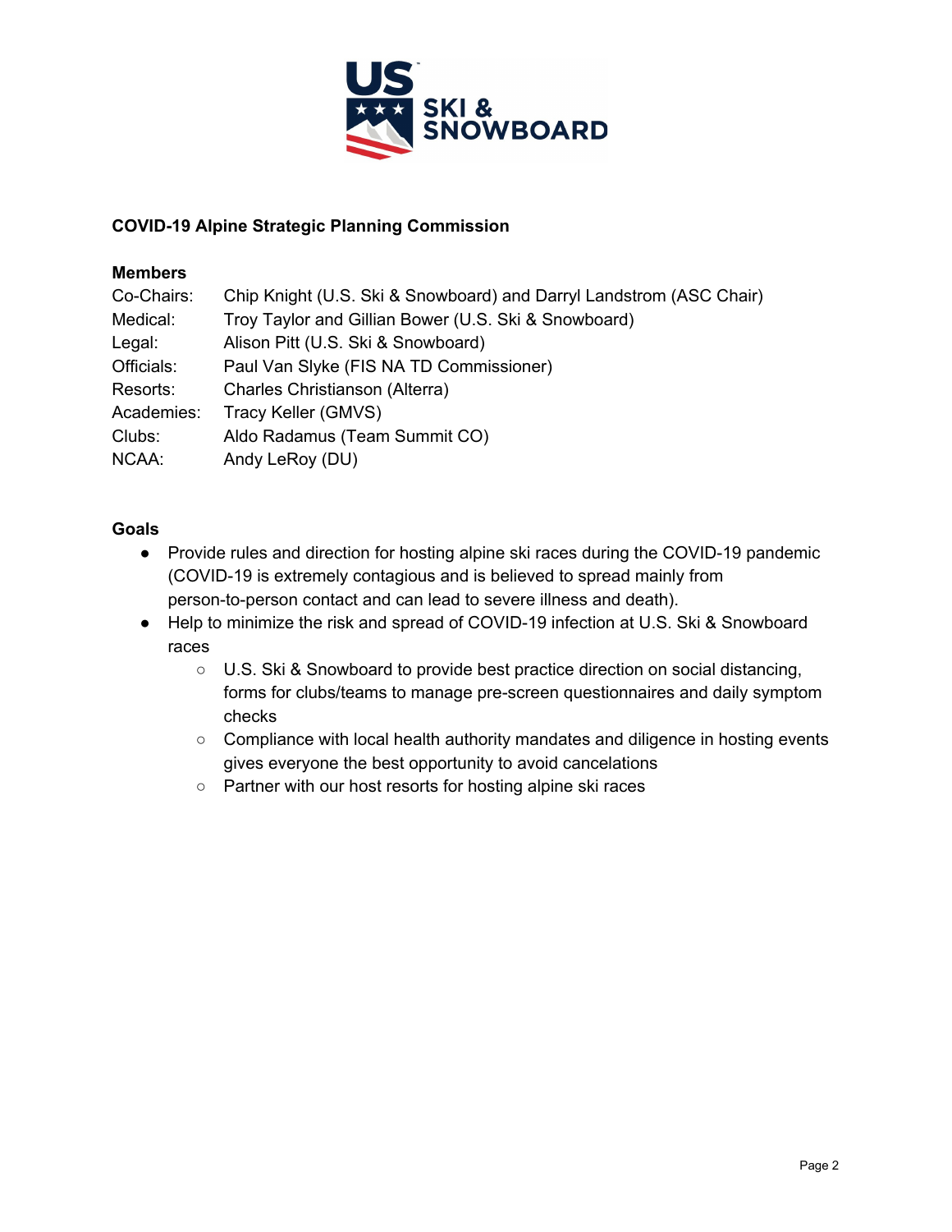**COVID-19 Alpine Strategic Planning Commission**

**Members**

| | |
|---|---|
| Co-Chairs: | Chip Knight (U.S. Ski & Snowboard) and Darryl Landstrom (ASC Chair) |
| Medical: | Troy Taylor and Gillian Bower (U.S. Ski & Snowboard) |
| Legal: | Alison Pitt (U.S. Ski & Snowboard) |
| Officials: | Paul Van Slyke (FIS NA TD Commissioner) |
| Resorts: | Charles Christianson (Alterra) |
| Academies: | Tracy Keller (GMVS) |
| Clubs: | Aldo Radamus (Team Summit CO) |
| NCAA: | Andy LeRoy (DU) |

**Goals**

- Provide rules and direction for hosting alpine ski races during the COVID-19 pandemic (COVID-19 is extremely contagious and is believed to spread mainly from person-to-person contact and can lead to severe illness and death).
- Help to minimize the risk and spread of COVID-19 infection at U.S. Ski & Snowboard races
  - U.S. Ski & Snowboard to provide best practice direction on social distancing, forms for clubs/teams to manage pre-screen questionnaires and daily symptom checks
  - Compliance with local health authority mandates and diligence in hosting events gives everyone the best opportunity to avoid cancelations
  - Partner with our host resorts for hosting alpine ski races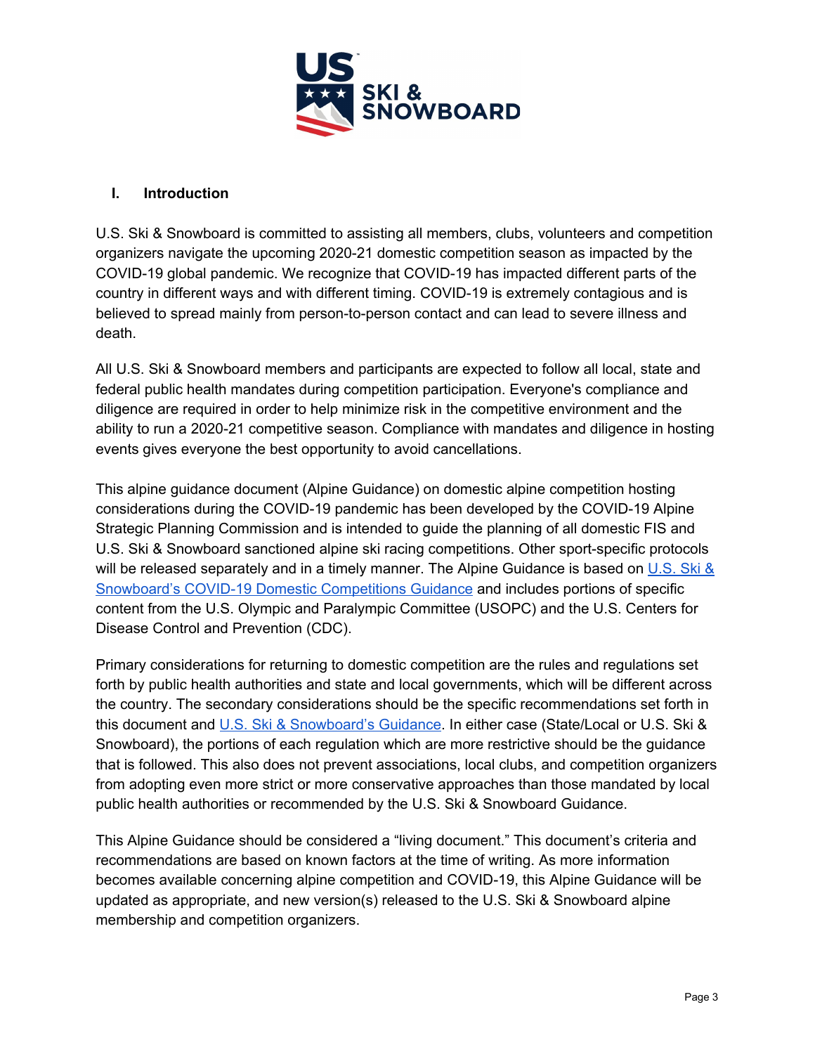## I. Introduction

U.S. Ski & Snowboard is committed to assisting all members, clubs, volunteers and competition organizers navigate the upcoming 2020-21 domestic competition season as impacted by the COVID-19 global pandemic. We recognize that COVID-19 has impacted different parts of the country in different ways and with different timing. COVID-19 is extremely contagious and is believed to spread mainly from person-to-person contact and can lead to severe illness and death.

All U.S. Ski & Snowboard members and participants are expected to follow all local, state and federal public health mandates during competition participation. Everyone's compliance and diligence are required in order to help minimize risk in the competitive environment and the ability to run a 2020-21 competitive season. Compliance with mandates and diligence in hosting events gives everyone the best opportunity to avoid cancellations.

This alpine guidance document (Alpine Guidance) on domestic alpine competition hosting considerations during the COVID-19 pandemic has been developed by the COVID-19 Alpine Strategic Planning Commission and is intended to guide the planning of all domestic FIS and U.S. Ski & Snowboard sanctioned alpine ski racing competitions. Other sport-specific protocols will be released separately and in a timely manner. The Alpine Guidance is based on U.S. Ski & Snowboard's COVID-19 Domestic Competitions Guidance and includes portions of specific content from the U.S. Olympic and Paralympic Committee (USOPC) and the U.S. Centers for Disease Control and Prevention (CDC).

Primary considerations for returning to domestic competition are the rules and regulations set forth by public health authorities and state and local governments, which will be different across the country. The secondary considerations should be the specific recommendations set forth in this document and U.S. Ski & Snowboard's Guidance. In either case (State/Local or U.S. Ski & Snowboard), the portions of each regulation which are more restrictive should be the guidance that is followed. This also does not prevent associations, local clubs, and competition organizers from adopting even more strict or more conservative approaches than those mandated by local public health authorities or recommended by the U.S. Ski & Snowboard Guidance.

This Alpine Guidance should be considered a "living document." This document's criteria and recommendations are based on known factors at the time of writing. As more information becomes available concerning alpine competition and COVID-19, this Alpine Guidance will be updated as appropriate, and new version(s) released to the U.S. Ski & Snowboard alpine membership and competition organizers.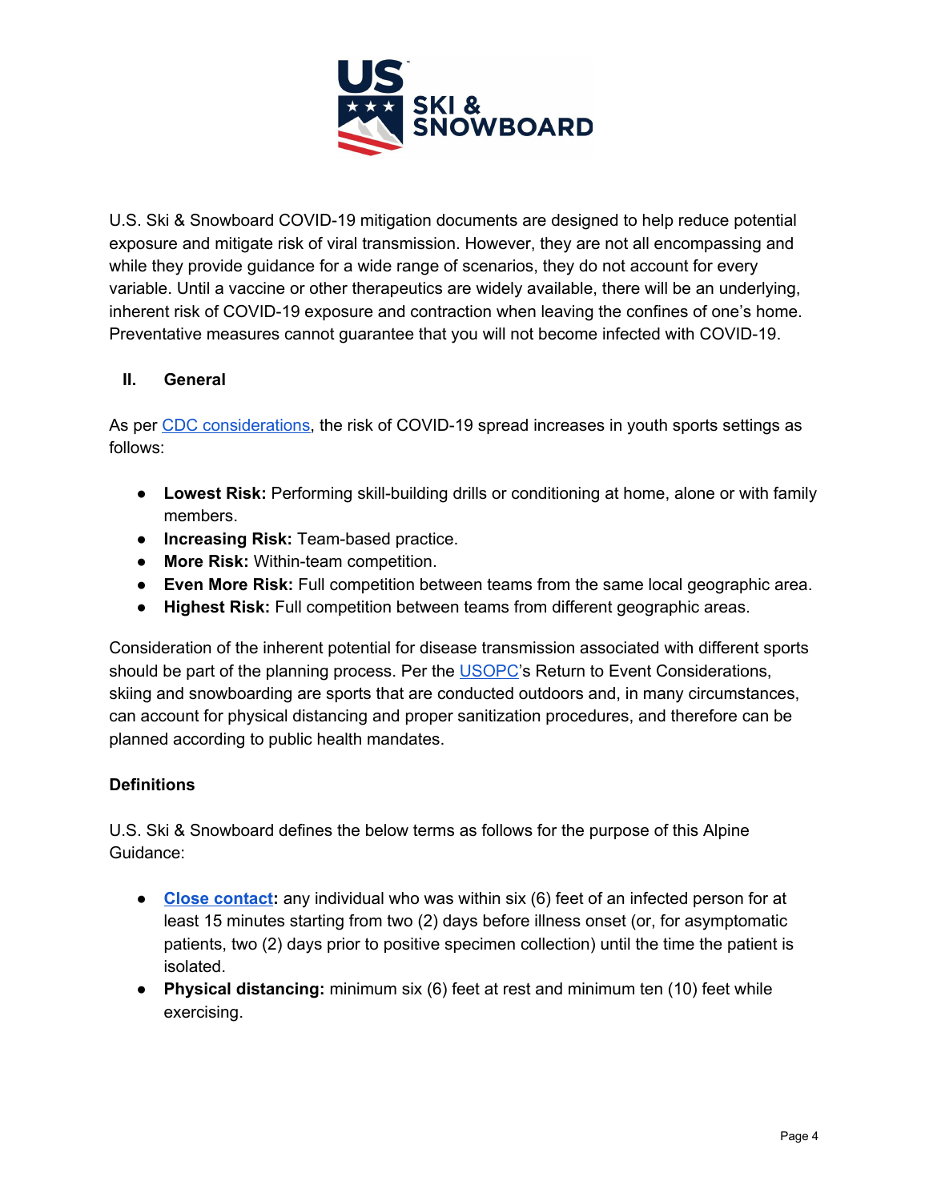U.S. Ski & Snowboard COVID-19 mitigation documents are designed to help reduce potential exposure and mitigate risk of viral transmission. However, they are not all encompassing and while they provide guidance for a wide range of scenarios, they do not account for every variable. Until a vaccine or other therapeutics are widely available, there will be an underlying, inherent risk of COVID-19 exposure and contraction when leaving the confines of one's home. Preventative measures cannot guarantee that you will not become infected with COVID-19.

## II. General

As per CDC considerations, the risk of COVID-19 spread increases in youth sports settings as follows:

- **Lowest Risk:** Performing skill-building drills or conditioning at home, alone or with family members.
- **Increasing Risk:** Team-based practice.
- **More Risk:** Within-team competition.
- **Even More Risk:** Full competition between teams from the same local geographic area.
- **Highest Risk:** Full competition between teams from different geographic areas.

Consideration of the inherent potential for disease transmission associated with different sports should be part of the planning process. Per the USOPC's Return to Event Considerations, skiing and snowboarding are sports that are conducted outdoors and, in many circumstances, can account for physical distancing and proper sanitization procedures, and therefore can be planned according to public health mandates.

### Definitions

U.S. Ski & Snowboard defines the below terms as follows for the purpose of this Alpine Guidance:

- **Close contact:** any individual who was within six (6) feet of an infected person for at least 15 minutes starting from two (2) days before illness onset (or, for asymptomatic patients, two (2) days prior to positive specimen collection) until the time the patient is isolated.
- **Physical distancing:** minimum six (6) feet at rest and minimum ten (10) feet while exercising.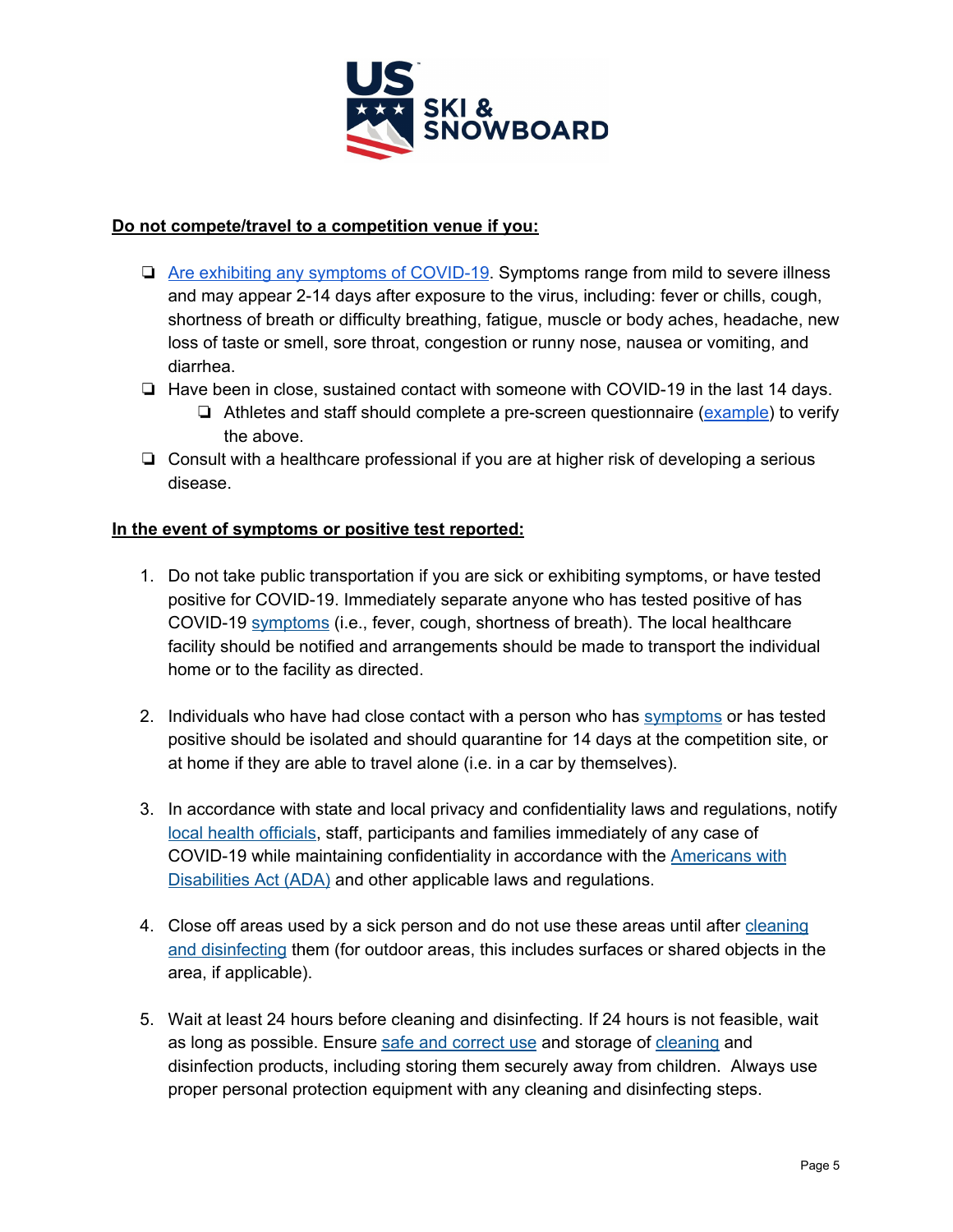**Do not compete/travel to a competition venue if you:**

- Are exhibiting any symptoms of COVID-19. Symptoms range from mild to severe illness and may appear 2-14 days after exposure to the virus, including: fever or chills, cough, shortness of breath or difficulty breathing, fatigue, muscle or body aches, headache, new loss of taste or smell, sore throat, congestion or runny nose, nausea or vomiting, and diarrhea.
- Have been in close, sustained contact with someone with COVID-19 in the last 14 days.
  - Athletes and staff should complete a pre-screen questionnaire (example) to verify the above.
- Consult with a healthcare professional if you are at higher risk of developing a serious disease.

**In the event of symptoms or positive test reported:**

1. Do not take public transportation if you are sick or exhibiting symptoms, or have tested positive for COVID-19. Immediately separate anyone who has tested positive of has COVID-19 symptoms (i.e., fever, cough, shortness of breath). The local healthcare facility should be notified and arrangements should be made to transport the individual home or to the facility as directed.

2. Individuals who have had close contact with a person who has symptoms or has tested positive should be isolated and should quarantine for 14 days at the competition site, or at home if they are able to travel alone (i.e. in a car by themselves).

3. In accordance with state and local privacy and confidentiality laws and regulations, notify local health officials, staff, participants and families immediately of any case of COVID-19 while maintaining confidentiality in accordance with the Americans with Disabilities Act (ADA) and other applicable laws and regulations.

4. Close off areas used by a sick person and do not use these areas until after cleaning and disinfecting them (for outdoor areas, this includes surfaces or shared objects in the area, if applicable).

5. Wait at least 24 hours before cleaning and disinfecting. If 24 hours is not feasible, wait as long as possible. Ensure safe and correct use and storage of cleaning and disinfection products, including storing them securely away from children. Always use proper personal protection equipment with any cleaning and disinfecting steps.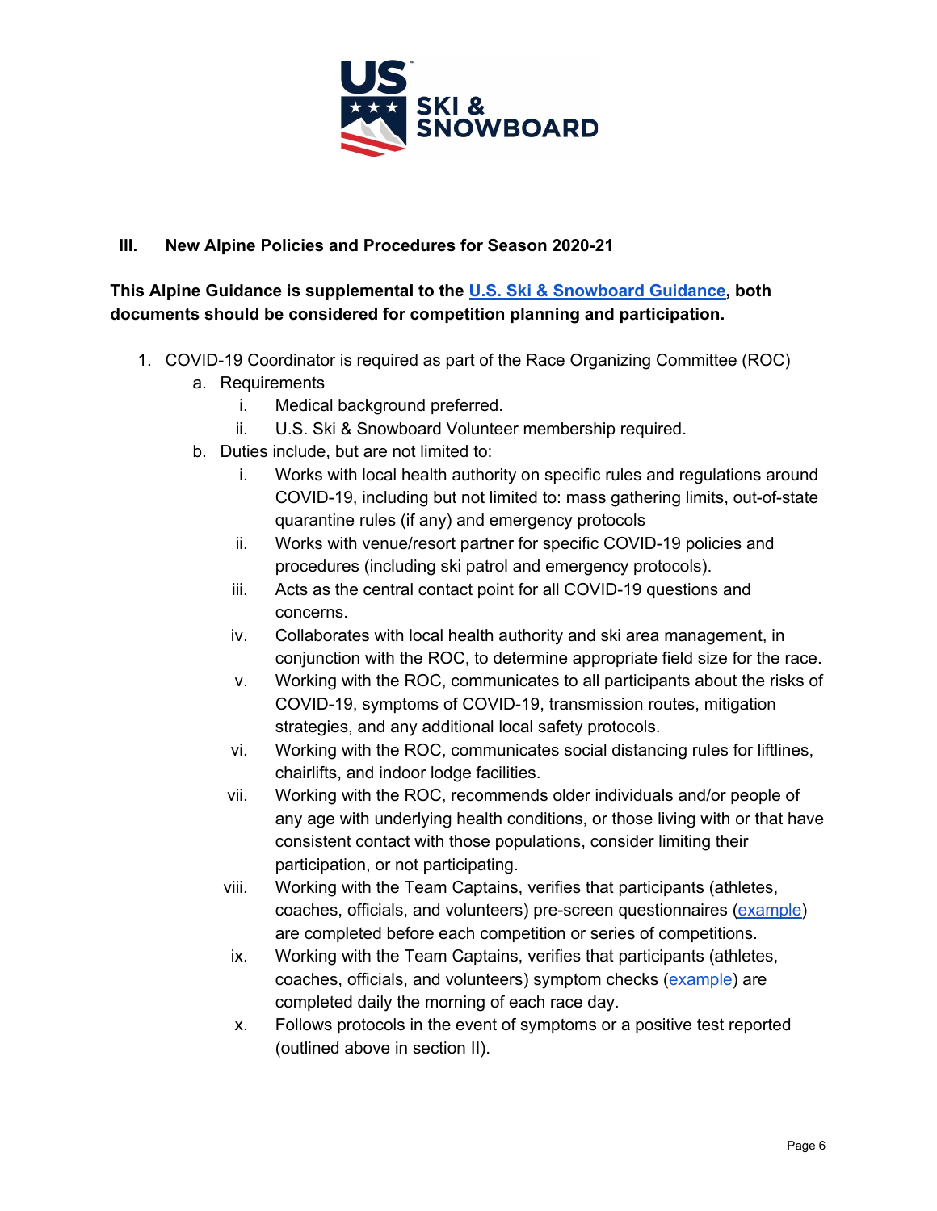## III. New Alpine Policies and Procedures for Season 2020-21

**This Alpine Guidance is supplemental to the U.S. Ski & Snowboard Guidance, both documents should be considered for competition planning and participation.**

1. COVID-19 Coordinator is required as part of the Race Organizing Committee (ROC)
   a. Requirements
      i. Medical background preferred.
      ii. U.S. Ski & Snowboard Volunteer membership required.
   b. Duties include, but are not limited to:
      i. Works with local health authority on specific rules and regulations around COVID-19, including but not limited to: mass gathering limits, out-of-state quarantine rules (if any) and emergency protocols
      ii. Works with venue/resort partner for specific COVID-19 policies and procedures (including ski patrol and emergency protocols).
      iii. Acts as the central contact point for all COVID-19 questions and concerns.
      iv. Collaborates with local health authority and ski area management, in conjunction with the ROC, to determine appropriate field size for the race.
      v. Working with the ROC, communicates to all participants about the risks of COVID-19, symptoms of COVID-19, transmission routes, mitigation strategies, and any additional local safety protocols.
      vi. Working with the ROC, communicates social distancing rules for liftlines, chairlifts, and indoor lodge facilities.
      vii. Working with the ROC, recommends older individuals and/or people of any age with underlying health conditions, or those living with or that have consistent contact with those populations, consider limiting their participation, or not participating.
      viii. Working with the Team Captains, verifies that participants (athletes, coaches, officials, and volunteers) pre-screen questionnaires (example) are completed before each competition or series of competitions.
      ix. Working with the Team Captains, verifies that participants (athletes, coaches, officials, and volunteers) symptom checks (example) are completed daily the morning of each race day.
      x. Follows protocols in the event of symptoms or a positive test reported (outlined above in section II).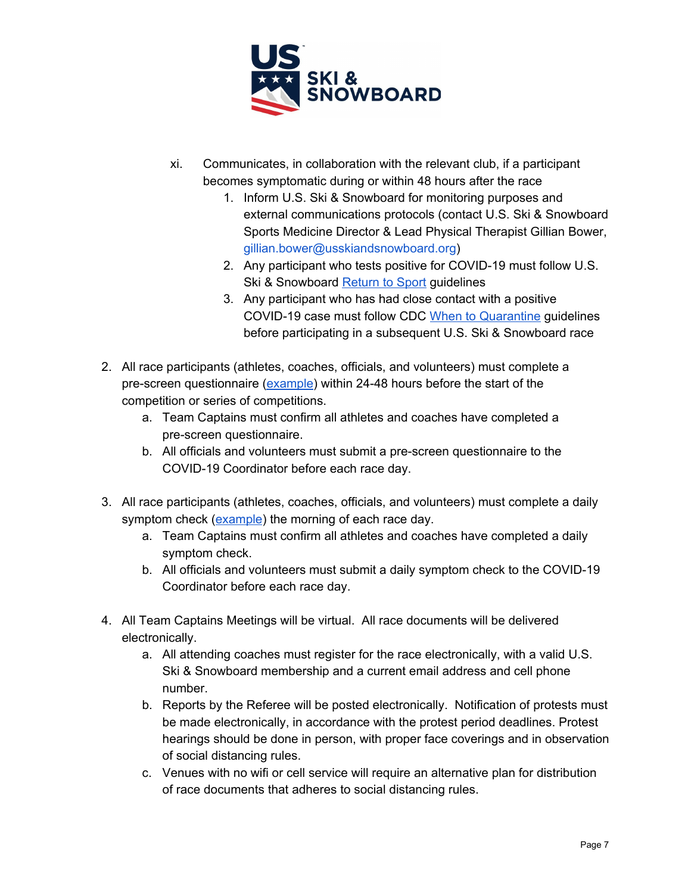xi. Communicates, in collaboration with the relevant club, if a participant becomes symptomatic during or within 48 hours after the race

   1. Inform U.S. Ski & Snowboard for monitoring purposes and external communications protocols (contact U.S. Ski & Snowboard Sports Medicine Director & Lead Physical Therapist Gillian Bower, gillian.bower@usskiandsnowboard.org)
   2. Any participant who tests positive for COVID-19 must follow U.S. Ski & Snowboard Return to Sport guidelines
   3. Any participant who has had close contact with a positive COVID-19 case must follow CDC When to Quarantine guidelines before participating in a subsequent U.S. Ski & Snowboard race

2. All race participants (athletes, coaches, officials, and volunteers) must complete a pre-screen questionnaire (example) within 24-48 hours before the start of the competition or series of competitions.
   a. Team Captains must confirm all athletes and coaches have completed a pre-screen questionnaire.
   b. All officials and volunteers must submit a pre-screen questionnaire to the COVID-19 Coordinator before each race day.

3. All race participants (athletes, coaches, officials, and volunteers) must complete a daily symptom check (example) the morning of each race day.
   a. Team Captains must confirm all athletes and coaches have completed a daily symptom check.
   b. All officials and volunteers must submit a daily symptom check to the COVID-19 Coordinator before each race day.

4. All Team Captains Meetings will be virtual. All race documents will be delivered electronically.
   a. All attending coaches must register for the race electronically, with a valid U.S. Ski & Snowboard membership and a current email address and cell phone number.
   b. Reports by the Referee will be posted electronically. Notification of protests must be made electronically, in accordance with the protest period deadlines. Protest hearings should be done in person, with proper face coverings and in observation of social distancing rules.
   c. Venues with no wifi or cell service will require an alternative plan for distribution of race documents that adheres to social distancing rules.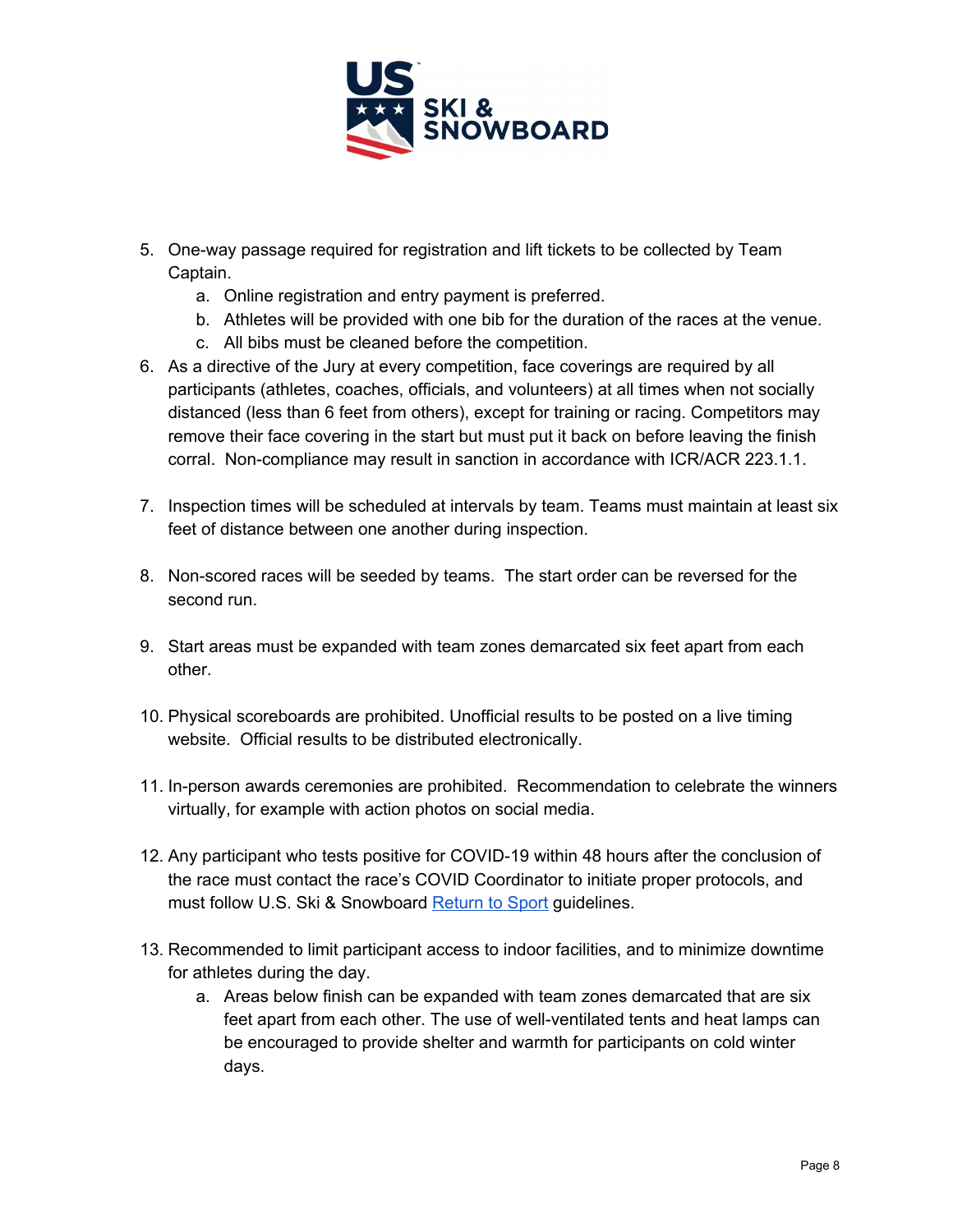5. One-way passage required for registration and lift tickets to be collected by Team Captain.
    a. Online registration and entry payment is preferred.
    b. Athletes will be provided with one bib for the duration of the races at the venue.
    c. All bibs must be cleaned before the competition.
6. As a directive of the Jury at every competition, face coverings are required by all participants (athletes, coaches, officials, and volunteers) at all times when not socially distanced (less than 6 feet from others), except for training or racing. Competitors may remove their face covering in the start but must put it back on before leaving the finish corral. Non-compliance may result in sanction in accordance with ICR/ACR 223.1.1.

7. Inspection times will be scheduled at intervals by team. Teams must maintain at least six feet of distance between one another during inspection.

8. Non-scored races will be seeded by teams. The start order can be reversed for the second run.

9. Start areas must be expanded with team zones demarcated six feet apart from each other.

10. Physical scoreboards are prohibited. Unofficial results to be posted on a live timing website. Official results to be distributed electronically.

11. In-person awards ceremonies are prohibited. Recommendation to celebrate the winners virtually, for example with action photos on social media.

12. Any participant who tests positive for COVID-19 within 48 hours after the conclusion of the race must contact the race's COVID Coordinator to initiate proper protocols, and must follow U.S. Ski & Snowboard [Return to Sport]() guidelines.

13. Recommended to limit participant access to indoor facilities, and to minimize downtime for athletes during the day.
    a. Areas below finish can be expanded with team zones demarcated that are six feet apart from each other. The use of well-ventilated tents and heat lamps can be encouraged to provide shelter and warmth for participants on cold winter days.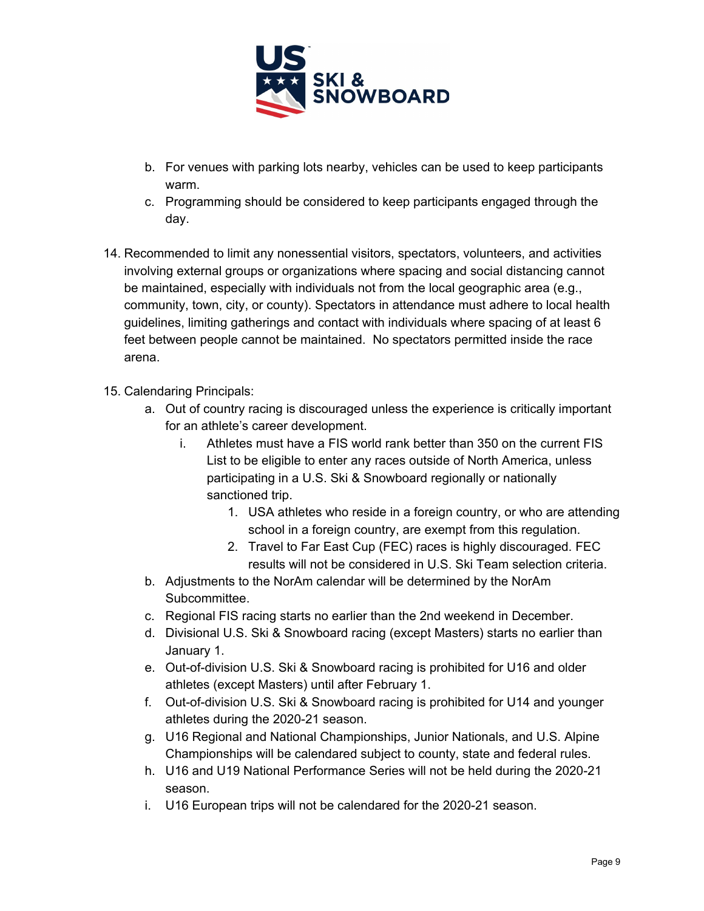b. For venues with parking lots nearby, vehicles can be used to keep participants warm.
   c. Programming should be considered to keep participants engaged through the day.

14. Recommended to limit any nonessential visitors, spectators, volunteers, and activities involving external groups or organizations where spacing and social distancing cannot be maintained, especially with individuals not from the local geographic area (e.g., community, town, city, or county). Spectators in attendance must adhere to local health guidelines, limiting gatherings and contact with individuals where spacing of at least 6 feet between people cannot be maintained. No spectators permitted inside the race arena.

15. Calendaring Principals:
   a. Out of country racing is discouraged unless the experience is critically important for an athlete's career development.
      i. Athletes must have a FIS world rank better than 350 on the current FIS List to be eligible to enter any races outside of North America, unless participating in a U.S. Ski & Snowboard regionally or nationally sanctioned trip.
         1. USA athletes who reside in a foreign country, or who are attending school in a foreign country, are exempt from this regulation.
         2. Travel to Far East Cup (FEC) races is highly discouraged. FEC results will not be considered in U.S. Ski Team selection criteria.
   b. Adjustments to the NorAm calendar will be determined by the NorAm Subcommittee.
   c. Regional FIS racing starts no earlier than the 2nd weekend in December.
   d. Divisional U.S. Ski & Snowboard racing (except Masters) starts no earlier than January 1.
   e. Out-of-division U.S. Ski & Snowboard racing is prohibited for U16 and older athletes (except Masters) until after February 1.
   f. Out-of-division U.S. Ski & Snowboard racing is prohibited for U14 and younger athletes during the 2020-21 season.
   g. U16 Regional and National Championships, Junior Nationals, and U.S. Alpine Championships will be calendared subject to county, state and federal rules.
   h. U16 and U19 National Performance Series will not be held during the 2020-21 season.
   i. U16 European trips will not be calendared for the 2020-21 season.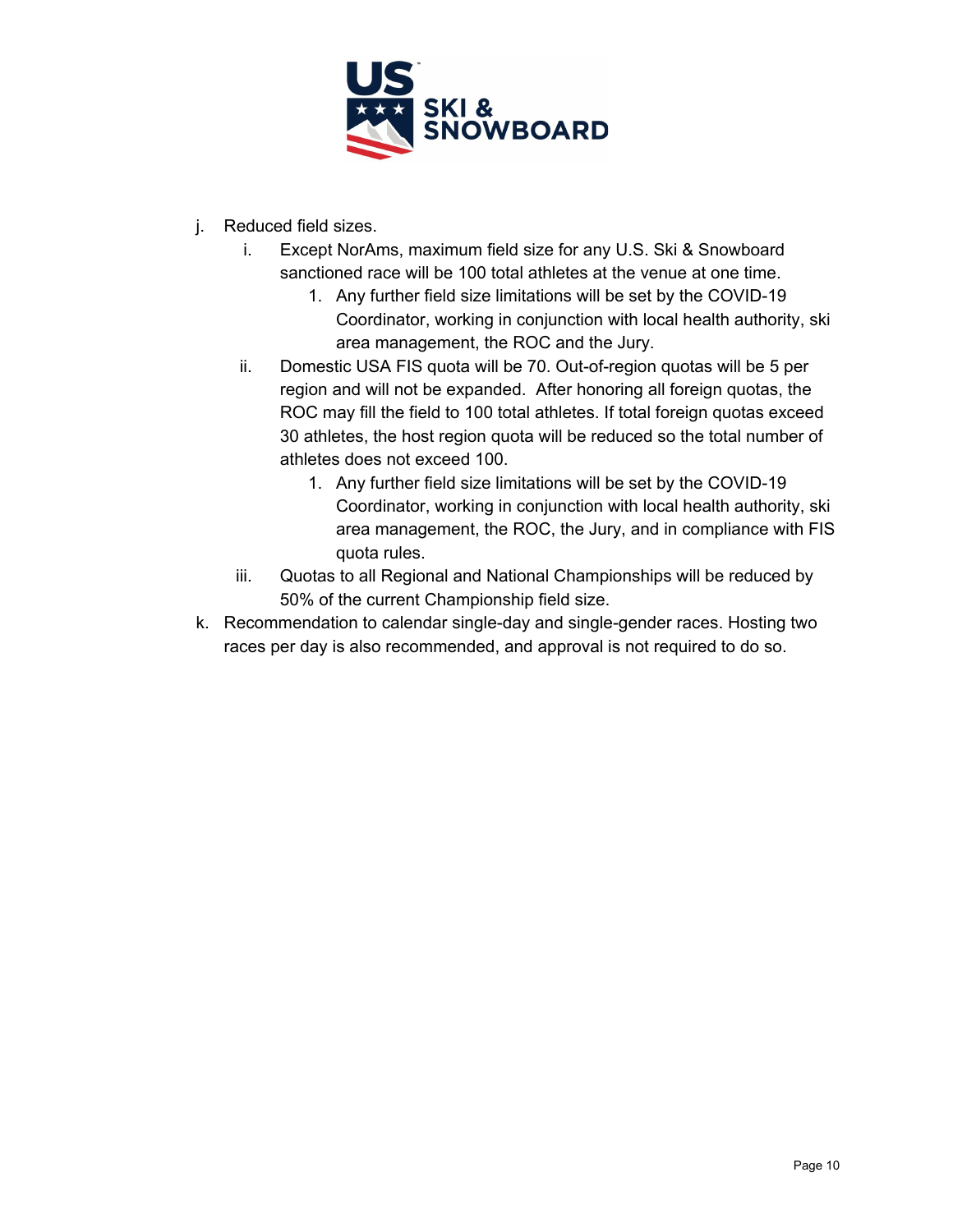j. Reduced field sizes.
   i. Except NorAms, maximum field size for any U.S. Ski & Snowboard sanctioned race will be 100 total athletes at the venue at one time.
      1. Any further field size limitations will be set by the COVID-19 Coordinator, working in conjunction with local health authority, ski area management, the ROC and the Jury.
   ii. Domestic USA FIS quota will be 70. Out-of-region quotas will be 5 per region and will not be expanded. After honoring all foreign quotas, the ROC may fill the field to 100 total athletes. If total foreign quotas exceed 30 athletes, the host region quota will be reduced so the total number of athletes does not exceed 100.
      1. Any further field size limitations will be set by the COVID-19 Coordinator, working in conjunction with local health authority, ski area management, the ROC, the Jury, and in compliance with FIS quota rules.
   iii. Quotas to all Regional and National Championships will be reduced by 50% of the current Championship field size.

k. Recommendation to calendar single-day and single-gender races. Hosting two races per day is also recommended, and approval is not required to do so.